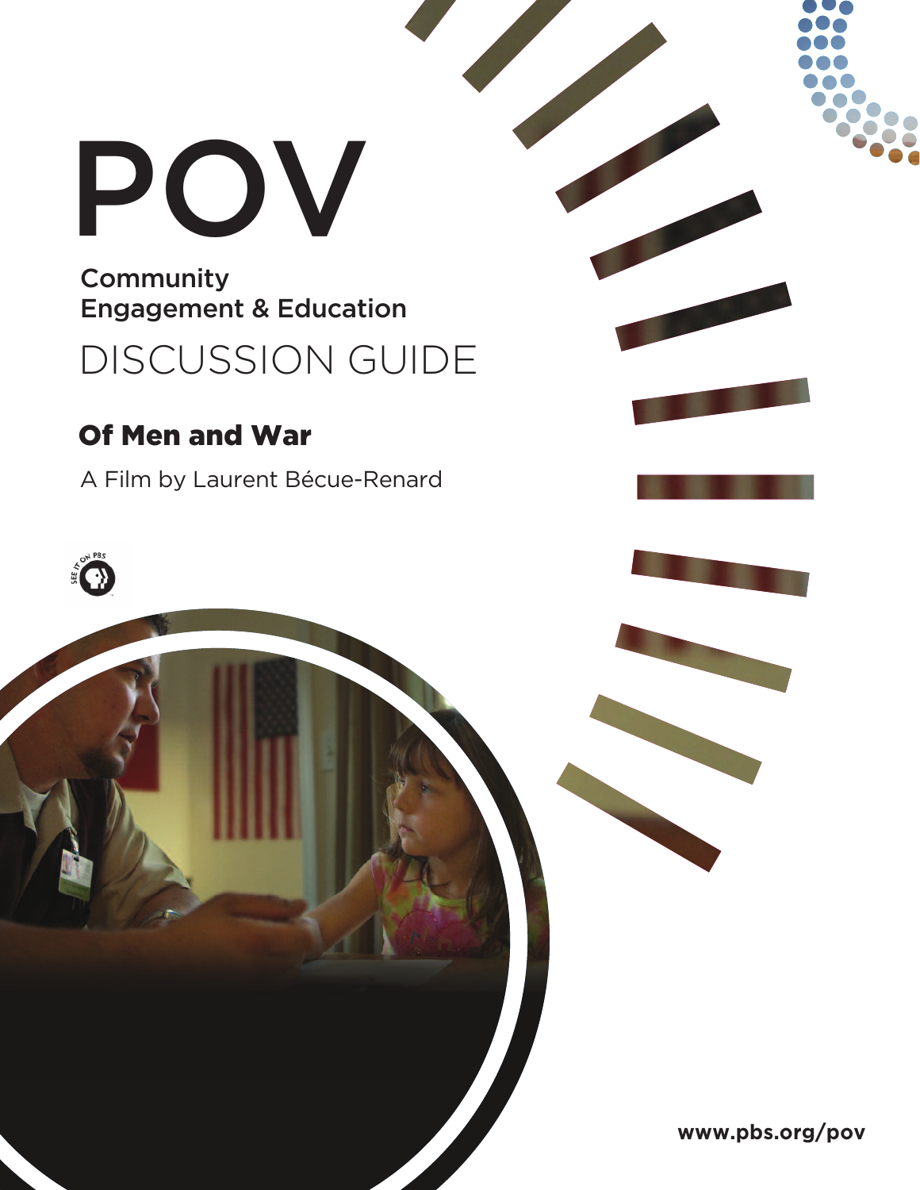# POV

Community
Engagement & Education

## DISCUSSION GUIDE

### Of Men and War

A Film by Laurent Bécue-Renard

www.pbs.org/pov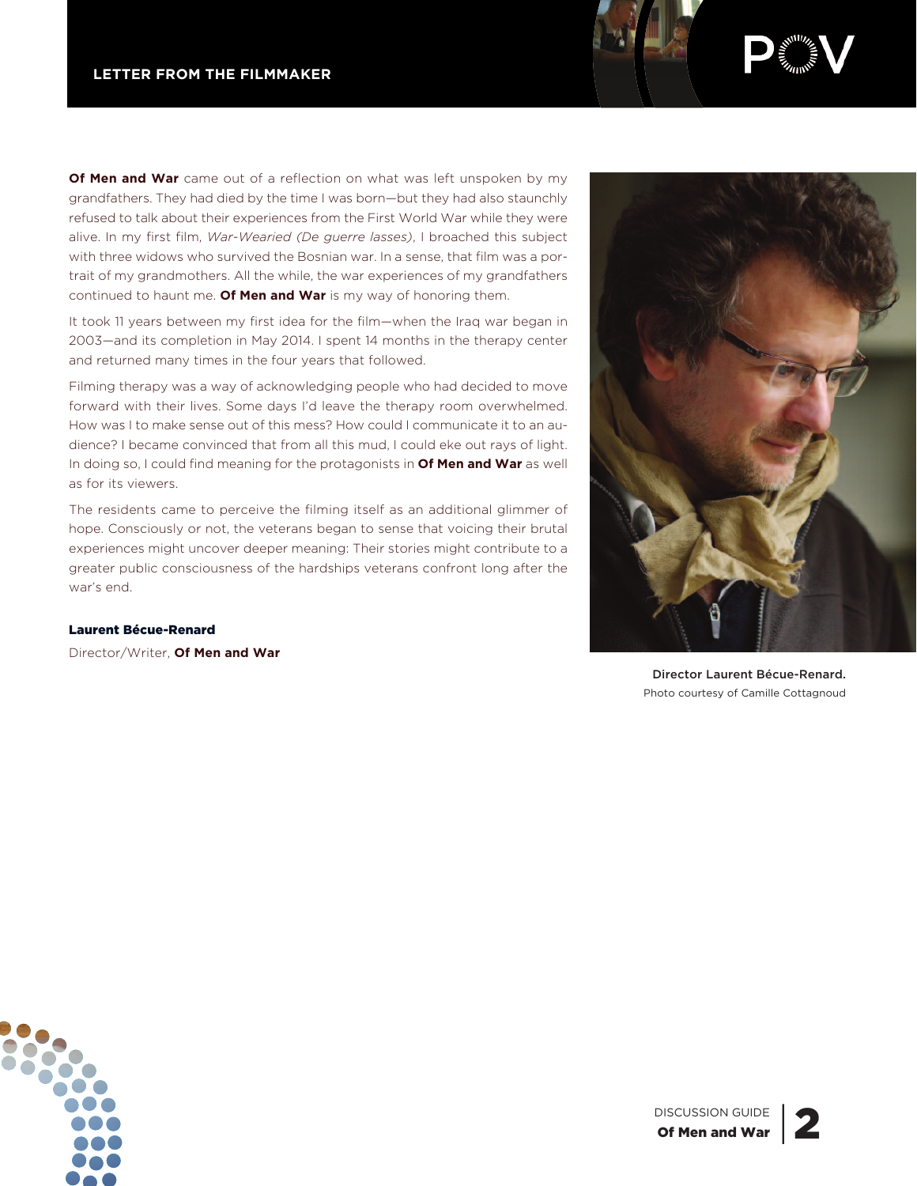## LETTER FROM THE FILMMAKER

**Of Men and War** came out of a reflection on what was left unspoken by my grandfathers. They had died by the time I was born—but they had also staunchly refused to talk about their experiences from the First World War while they were alive. In my first film, *War-Wearied (De guerre lasses)*, I broached this subject with three widows who survived the Bosnian war. In a sense, that film was a portrait of my grandmothers. All the while, the war experiences of my grandfathers continued to haunt me. **Of Men and War** is my way of honoring them.

It took 11 years between my first idea for the film—when the Iraq war began in 2003—and its completion in May 2014. I spent 14 months in the therapy center and returned many times in the four years that followed.

Filming therapy was a way of acknowledging people who had decided to move forward with their lives. Some days I'd leave the therapy room overwhelmed. How was I to make sense out of this mess? How could I communicate it to an audience? I became convinced that from all this mud, I could eke out rays of light. In doing so, I could find meaning for the protagonists in **Of Men and War** as well as for its viewers.

The residents came to perceive the filming itself as an additional glimmer of hope. Consciously or not, the veterans began to sense that voicing their brutal experiences might uncover deeper meaning: Their stories might contribute to a greater public consciousness of the hardships veterans confront long after the war's end.

**Laurent Bécue-Renard**

Director/Writer, **Of Men and War**

**Director Laurent Bécue-Renard.**
Photo courtesy of Camille Cottagnoud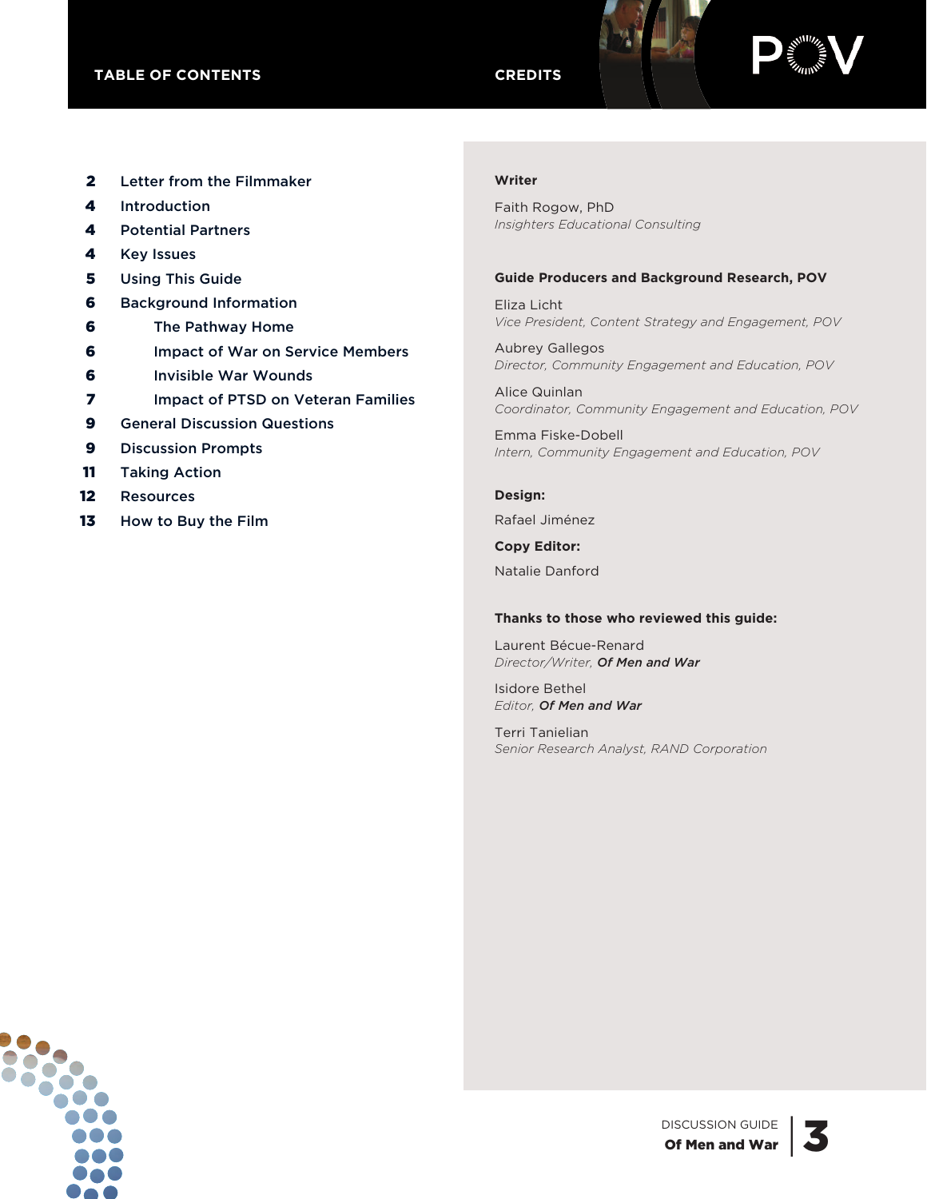## TABLE OF CONTENTS

- 2 Letter from the Filmmaker
- 4 Introduction
- 4 Potential Partners
- 4 Key Issues
- 5 Using This Guide
- 6 Background Information
  - 6 The Pathway Home
  - 6 Impact of War on Service Members
  - 6 Invisible War Wounds
  - 7 Impact of PTSD on Veteran Families
- 9 General Discussion Questions
- 9 Discussion Prompts
- 11 Taking Action
- 12 Resources
- 13 How to Buy the Film

## CREDITS

**Writer**

Faith Rogow, PhD
*Insighters Educational Consulting*

**Guide Producers and Background Research, POV**

Eliza Licht
*Vice President, Content Strategy and Engagement, POV*

Aubrey Gallegos
*Director, Community Engagement and Education, POV*

Alice Quinlan
*Coordinator, Community Engagement and Education, POV*

Emma Fiske-Dobell
*Intern, Community Engagement and Education, POV*

**Design:**

Rafael Jiménez

**Copy Editor:**

Natalie Danford

**Thanks to those who reviewed this guide:**

Laurent Bécue-Renard
*Director/Writer, **Of Men and War***

Isidore Bethel
*Editor, **Of Men and War***

Terri Tanielian
*Senior Research Analyst, RAND Corporation*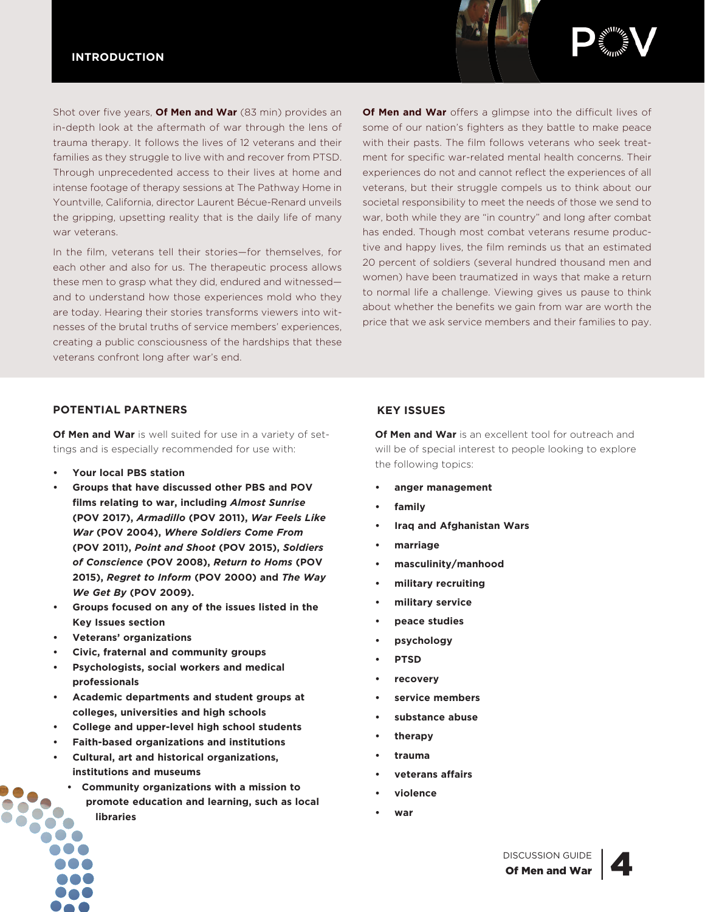## INTRODUCTION

Shot over five years, **Of Men and War** (83 min) provides an in-depth look at the aftermath of war through the lens of trauma therapy. It follows the lives of 12 veterans and their families as they struggle to live with and recover from PTSD. Through unprecedented access to their lives at home and intense footage of therapy sessions at The Pathway Home in Yountville, California, director Laurent Bécue-Renard unveils the gripping, upsetting reality that is the daily life of many war veterans.

In the film, veterans tell their stories—for themselves, for each other and also for us. The therapeutic process allows these men to grasp what they did, endured and witnessed—and to understand how those experiences mold who they are today. Hearing their stories transforms viewers into witnesses of the brutal truths of service members' experiences, creating a public consciousness of the hardships that these veterans confront long after war's end.

**Of Men and War** offers a glimpse into the difficult lives of some of our nation's fighters as they battle to make peace with their pasts. The film follows veterans who seek treatment for specific war-related mental health concerns. Their experiences do not and cannot reflect the experiences of all veterans, but their struggle compels us to think about our societal responsibility to meet the needs of those we send to war, both while they are "in country" and long after combat has ended. Though most combat veterans resume productive and happy lives, the film reminds us that an estimated 20 percent of soldiers (several hundred thousand men and women) have been traumatized in ways that make a return to normal life a challenge. Viewing gives us pause to think about whether the benefits we gain from war are worth the price that we ask service members and their families to pay.

## POTENTIAL PARTNERS

**Of Men and War** is well suited for use in a variety of settings and is especially recommended for use with:

- **Your local PBS station**
- **Groups that have discussed other PBS and POV films relating to war, including *Almost Sunrise* (POV 2017), *Armadillo* (POV 2011), *War Feels Like War* (POV 2004), *Where Soldiers Come From* (POV 2011), *Point and Shoot* (POV 2015), *Soldiers of Conscience* (POV 2008), *Return to Homs* (POV 2015), *Regret to Inform* (POV 2000) and *The Way We Get By* (POV 2009).**
- **Groups focused on any of the issues listed in the Key Issues section**
- **Veterans' organizations**
- **Civic, fraternal and community groups**
- **Psychologists, social workers and medical professionals**
- **Academic departments and student groups at colleges, universities and high schools**
- **College and upper-level high school students**
- **Faith-based organizations and institutions**
- **Cultural, art and historical organizations, institutions and museums**
- **Community organizations with a mission to promote education and learning, such as local libraries**

## KEY ISSUES

**Of Men and War** is an excellent tool for outreach and will be of special interest to people looking to explore the following topics:

- **anger management**
- **family**
- **Iraq and Afghanistan Wars**
- **marriage**
- **masculinity/manhood**
- **military recruiting**
- **military service**
- **peace studies**
- **psychology**
- **PTSD**
- **recovery**
- **service members**
- **substance abuse**
- **therapy**
- **trauma**
- **veterans affairs**
- **violence**
- **war**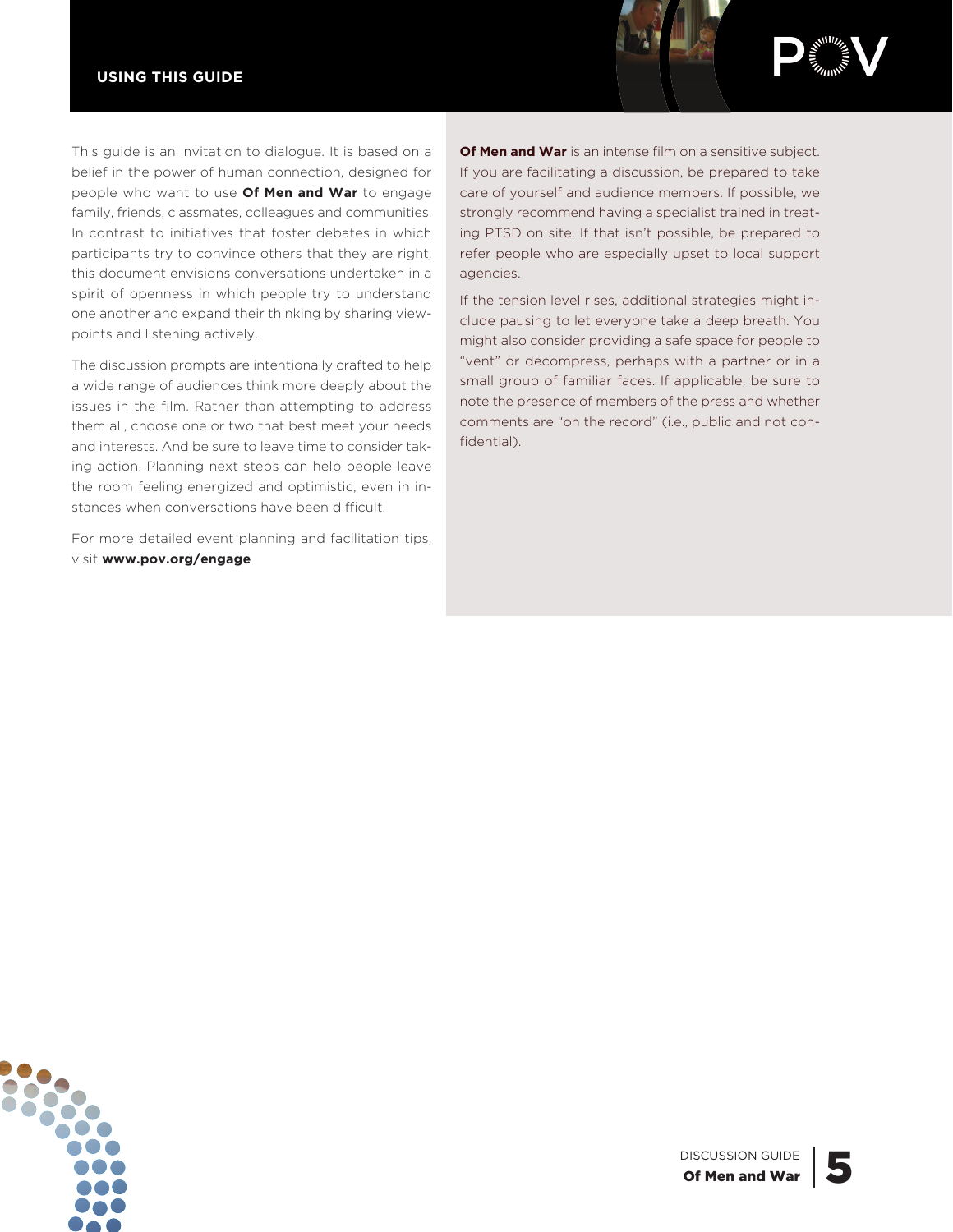# USING THIS GUIDE

This guide is an invitation to dialogue. It is based on a belief in the power of human connection, designed for people who want to use **Of Men and War** to engage family, friends, classmates, colleagues and communities. In contrast to initiatives that foster debates in which participants try to convince others that they are right, this document envisions conversations undertaken in a spirit of openness in which people try to understand one another and expand their thinking by sharing viewpoints and listening actively.

The discussion prompts are intentionally crafted to help a wide range of audiences think more deeply about the issues in the film. Rather than attempting to address them all, choose one or two that best meet your needs and interests. And be sure to leave time to consider taking action. Planning next steps can help people leave the room feeling energized and optimistic, even in instances when conversations have been difficult.

For more detailed event planning and facilitation tips, visit **www.pov.org/engage**

**Of Men and War** is an intense film on a sensitive subject. If you are facilitating a discussion, be prepared to take care of yourself and audience members. If possible, we strongly recommend having a specialist trained in treating PTSD on site. If that isn't possible, be prepared to refer people who are especially upset to local support agencies.

If the tension level rises, additional strategies might include pausing to let everyone take a deep breath. You might also consider providing a safe space for people to "vent" or decompress, perhaps with a partner or in a small group of familiar faces. If applicable, be sure to note the presence of members of the press and whether comments are "on the record" (i.e., public and not confidential).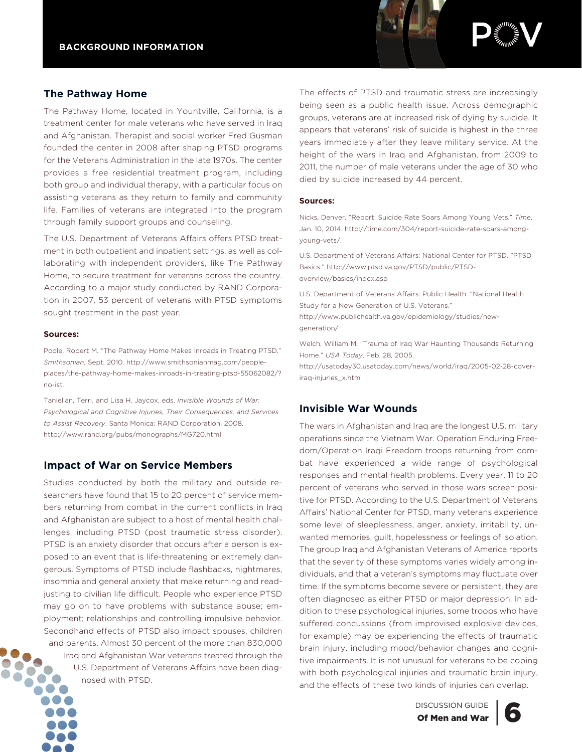## BACKGROUND INFORMATION

### The Pathway Home

The Pathway Home, located in Yountville, California, is a treatment center for male veterans who have served in Iraq and Afghanistan. Therapist and social worker Fred Gusman founded the center in 2008 after shaping PTSD programs for the Veterans Administration in the late 1970s. The center provides a free residential treatment program, including both group and individual therapy, with a particular focus on assisting veterans as they return to family and community life. Families of veterans are integrated into the program through family support groups and counseling.

The U.S. Department of Veterans Affairs offers PTSD treatment in both outpatient and inpatient settings, as well as collaborating with independent providers, like The Pathway Home, to secure treatment for veterans across the country. According to a major study conducted by RAND Corporation in 2007, 53 percent of veterans with PTSD symptoms sought treatment in the past year.

**Sources:**

Poole, Robert M. "The Pathway Home Makes Inroads in Treating PTSD." *Smithsonian*, Sept. 2010. http://www.smithsonianmag.com/people-places/the-pathway-home-makes-inroads-in-treating-ptsd-55062082/?no-ist.

Tanielian, Terri, and Lisa H. Jaycox, eds. *Invisible Wounds of War: Psychological and Cognitive Injuries, Their Consequences, and Services to Assist Recovery*. Santa Monica: RAND Corporation, 2008. http://www.rand.org/pubs/monographs/MG720.html.

### Impact of War on Service Members

Studies conducted by both the military and outside researchers have found that 15 to 20 percent of service members returning from combat in the current conflicts in Iraq and Afghanistan are subject to a host of mental health challenges, including PTSD (post traumatic stress disorder). PTSD is an anxiety disorder that occurs after a person is exposed to an event that is life-threatening or extremely dangerous. Symptoms of PTSD include flashbacks, nightmares, insomnia and general anxiety that make returning and readjusting to civilian life difficult. People who experience PTSD may go on to have problems with substance abuse; employment; relationships and controlling impulsive behavior. Secondhand effects of PTSD also impact spouses, children and parents. Almost 30 percent of the more than 830,000 Iraq and Afghanistan War veterans treated through the U.S. Department of Veterans Affairs have been diagnosed with PTSD.

The effects of PTSD and traumatic stress are increasingly being seen as a public health issue. Across demographic groups, veterans are at increased risk of dying by suicide. It appears that veterans' risk of suicide is highest in the three years immediately after they leave military service. At the height of the wars in Iraq and Afghanistan, from 2009 to 2011, the number of male veterans under the age of 30 who died by suicide increased by 44 percent.

**Sources:**

Nicks, Denver. "Report: Suicide Rate Soars Among Young Vets." *Time*, Jan. 10, 2014. http://time.com/304/report-suicide-rate-soars-among-young-vets/.

U.S. Department of Veterans Affairs: National Center for PTSD. "PTSD Basics." http://www.ptsd.va.gov/PTSD/public/PTSD-overview/basics/index.asp

U.S. Department of Veterans Affairs: Public Health. "National Health Study for a New Generation of U.S. Veterans." http://www.publichealth.va.gov/epidemiology/studies/new-generation/

Welch, William M. "Trauma of Iraq War Haunting Thousands Returning Home." *USA Today*, Feb. 28, 2005. http://usatoday30.usatoday.com/news/world/iraq/2005-02-28-cover-iraq-injuries_x.htm

### Invisible War Wounds

The wars in Afghanistan and Iraq are the longest U.S. military operations since the Vietnam War. Operation Enduring Freedom/Operation Iraqi Freedom troops returning from combat have experienced a wide range of psychological responses and mental health problems. Every year, 11 to 20 percent of veterans who served in those wars screen positive for PTSD. According to the U.S. Department of Veterans Affairs' National Center for PTSD, many veterans experience some level of sleeplessness, anger, anxiety, irritability, unwanted memories, guilt, hopelessness or feelings of isolation. The group Iraq and Afghanistan Veterans of America reports that the severity of these symptoms varies widely among individuals, and that a veteran's symptoms may fluctuate over time. If the symptoms become severe or persistent, they are often diagnosed as either PTSD or major depression. In addition to these psychological injuries, some troops who have suffered concussions (from improvised explosive devices, for example) may be experiencing the effects of traumatic brain injury, including mood/behavior changes and cognitive impairments. It is not unusual for veterans to be coping with both psychological injuries and traumatic brain injury, and the effects of these two kinds of injuries can overlap.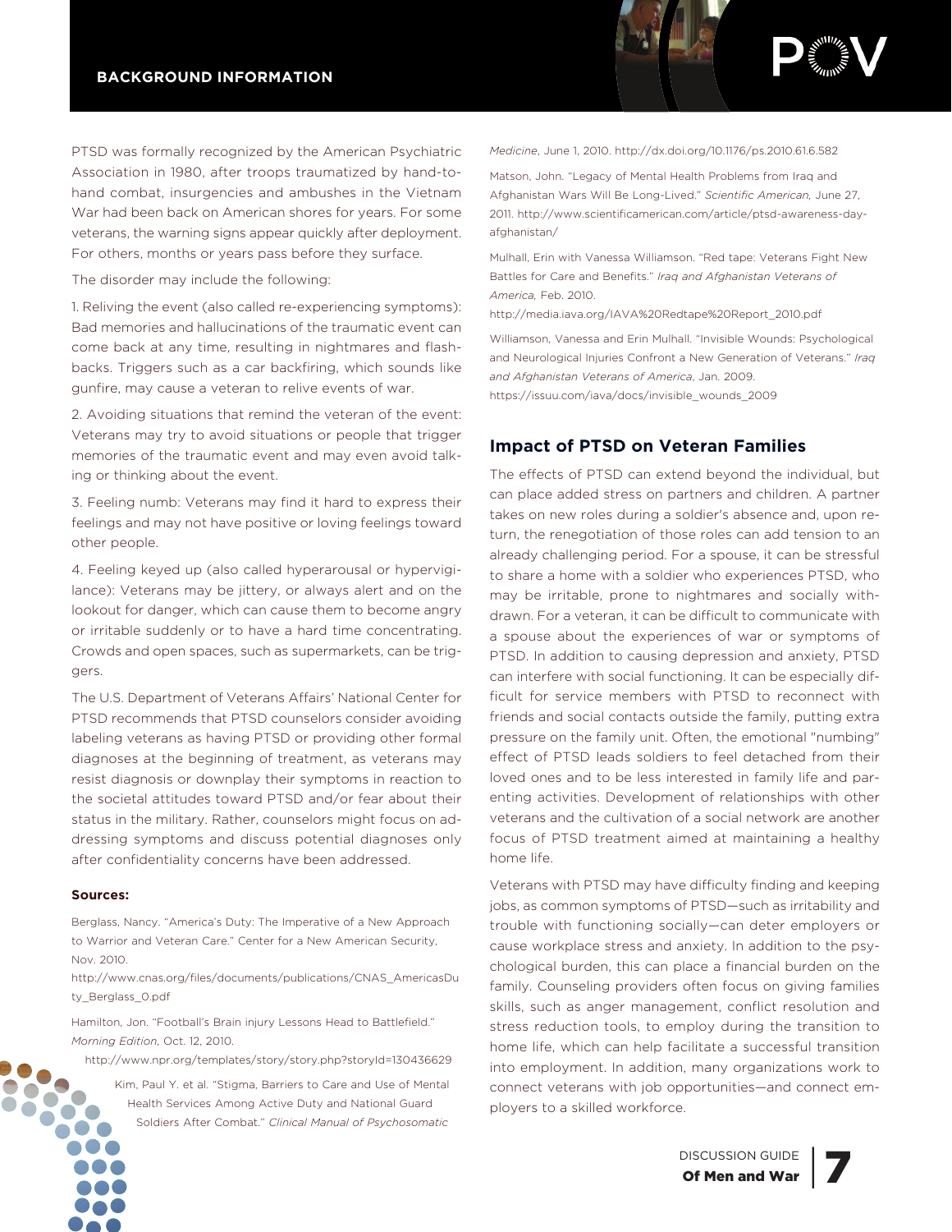PTSD was formally recognized by the American Psychiatric Association in 1980, after troops traumatized by hand-to-hand combat, insurgencies and ambushes in the Vietnam War had been back on American shores for years. For some veterans, the warning signs appear quickly after deployment. For others, months or years pass before they surface.

The disorder may include the following:

1. Reliving the event (also called re-experiencing symptoms): Bad memories and hallucinations of the traumatic event can come back at any time, resulting in nightmares and flashbacks. Triggers such as a car backfiring, which sounds like gunfire, may cause a veteran to relive events of war.

2. Avoiding situations that remind the veteran of the event: Veterans may try to avoid situations or people that trigger memories of the traumatic event and may even avoid talking or thinking about the event.

3. Feeling numb: Veterans may find it hard to express their feelings and may not have positive or loving feelings toward other people.

4. Feeling keyed up (also called hyperarousal or hypervigilance): Veterans may be jittery, or always alert and on the lookout for danger, which can cause them to become angry or irritable suddenly or to have a hard time concentrating. Crowds and open spaces, such as supermarkets, can be triggers.

The U.S. Department of Veterans Affairs' National Center for PTSD recommends that PTSD counselors consider avoiding labeling veterans as having PTSD or providing other formal diagnoses at the beginning of treatment, as veterans may resist diagnosis or downplay their symptoms in reaction to the societal attitudes toward PTSD and/or fear about their status in the military. Rather, counselors might focus on addressing symptoms and discuss potential diagnoses only after confidentiality concerns have been addressed.

**Sources:**

Berglass, Nancy. "America's Duty: The Imperative of a New Approach to Warrior and Veteran Care." Center for a New American Security, Nov. 2010. http://www.cnas.org/files/documents/publications/CNAS_AmericasDuty_Berglass_0.pdf

Hamilton, Jon. "Football's Brain injury Lessons Head to Battlefield." *Morning Edition*, Oct. 12, 2010. http://www.npr.org/templates/story/story.php?storyId=130436629

Kim, Paul Y. et al. "Stigma, Barriers to Care and Use of Mental Health Services Among Active Duty and National Guard Soldiers After Combat." *Clinical Manual of Psychosomatic Medicine*, June 1, 2010. http://dx.doi.org/10.1176/ps.2010.61.6.582

Matson, John. "Legacy of Mental Health Problems from Iraq and Afghanistan Wars Will Be Long-Lived." *Scientific American*, June 27, 2011. http://www.scientificamerican.com/article/ptsd-awareness-day-afghanistan/

Mulhall, Erin with Vanessa Williamson. "Red tape: Veterans Fight New Battles for Care and Benefits." *Iraq and Afghanistan Veterans of America*, Feb. 2010. http://media.iava.org/IAVA%20Redtape%20Report_2010.pdf

Williamson, Vanessa and Erin Mulhall. "Invisible Wounds: Psychological and Neurological Injuries Confront a New Generation of Veterans." *Iraq and Afghanistan Veterans of America*, Jan. 2009. https://issuu.com/iava/docs/invisible_wounds_2009

## Impact of PTSD on Veteran Families

The effects of PTSD can extend beyond the individual, but can place added stress on partners and children. A partner takes on new roles during a soldier's absence and, upon return, the renegotiation of those roles can add tension to an already challenging period. For a spouse, it can be stressful to share a home with a soldier who experiences PTSD, who may be irritable, prone to nightmares and socially withdrawn. For a veteran, it can be difficult to communicate with a spouse about the experiences of war or symptoms of PTSD. In addition to causing depression and anxiety, PTSD can interfere with social functioning. It can be especially difficult for service members with PTSD to reconnect with friends and social contacts outside the family, putting extra pressure on the family unit. Often, the emotional "numbing" effect of PTSD leads soldiers to feel detached from their loved ones and to be less interested in family life and parenting activities. Development of relationships with other veterans and the cultivation of a social network are another focus of PTSD treatment aimed at maintaining a healthy home life.

Veterans with PTSD may have difficulty finding and keeping jobs, as common symptoms of PTSD—such as irritability and trouble with functioning socially—can deter employers or cause workplace stress and anxiety. In addition to the psychological burden, this can place a financial burden on the family. Counseling providers often focus on giving families skills, such as anger management, conflict resolution and stress reduction tools, to employ during the transition to home life, which can help facilitate a successful transition into employment. In addition, many organizations work to connect veterans with job opportunities—and connect employers to a skilled workforce.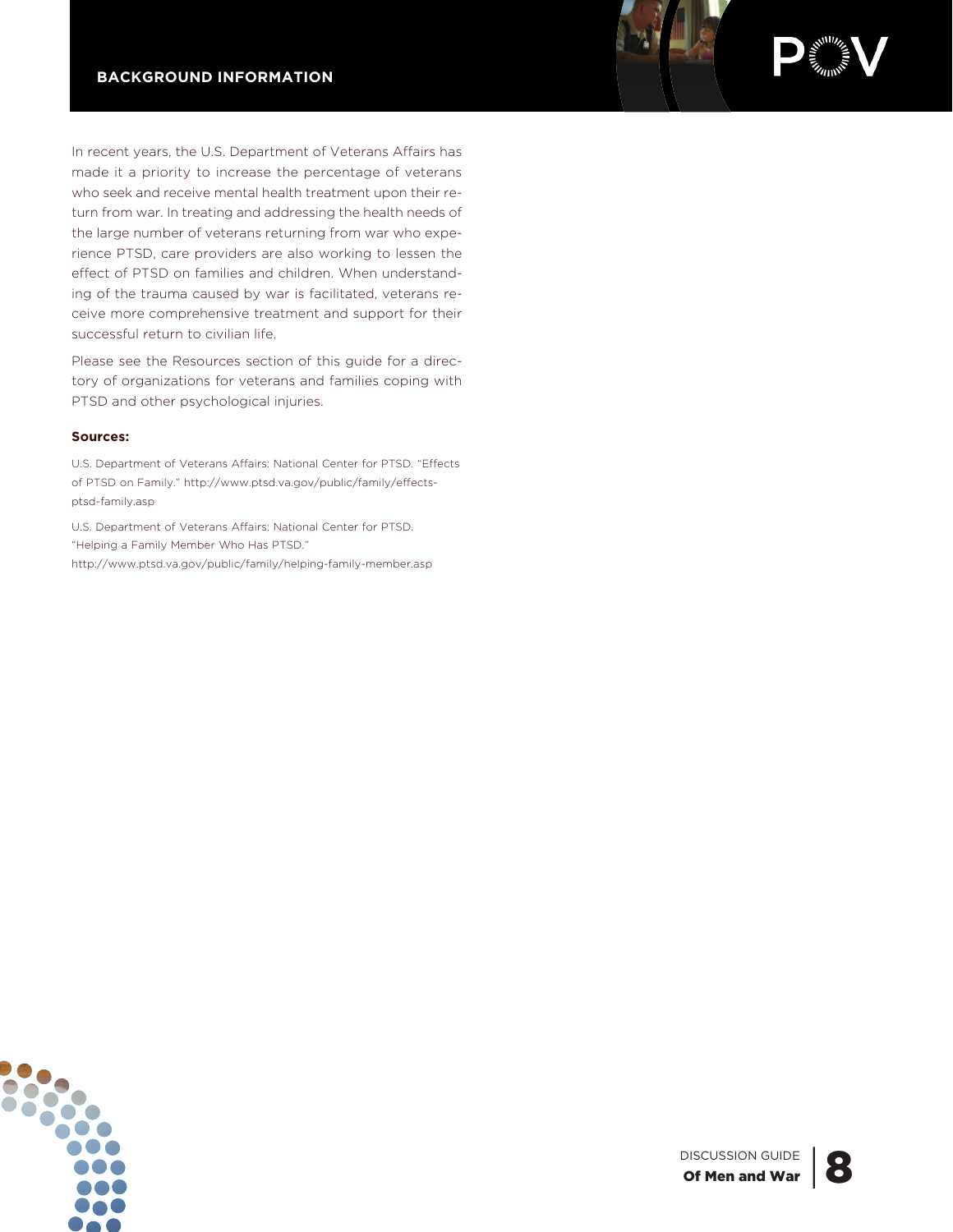In recent years, the U.S. Department of Veterans Affairs has made it a priority to increase the percentage of veterans who seek and receive mental health treatment upon their return from war. In treating and addressing the health needs of the large number of veterans returning from war who experience PTSD, care providers are also working to lessen the effect of PTSD on families and children. When understanding of the trauma caused by war is facilitated, veterans receive more comprehensive treatment and support for their successful return to civilian life.

Please see the Resources section of this guide for a directory of organizations for veterans and families coping with PTSD and other psychological injuries.

**Sources:**

U.S. Department of Veterans Affairs: National Center for PTSD. "Effects of PTSD on Family." http://www.ptsd.va.gov/public/family/effects-ptsd-family.asp

U.S. Department of Veterans Affairs: National Center for PTSD. "Helping a Family Member Who Has PTSD." http://www.ptsd.va.gov/public/family/helping-family-member.asp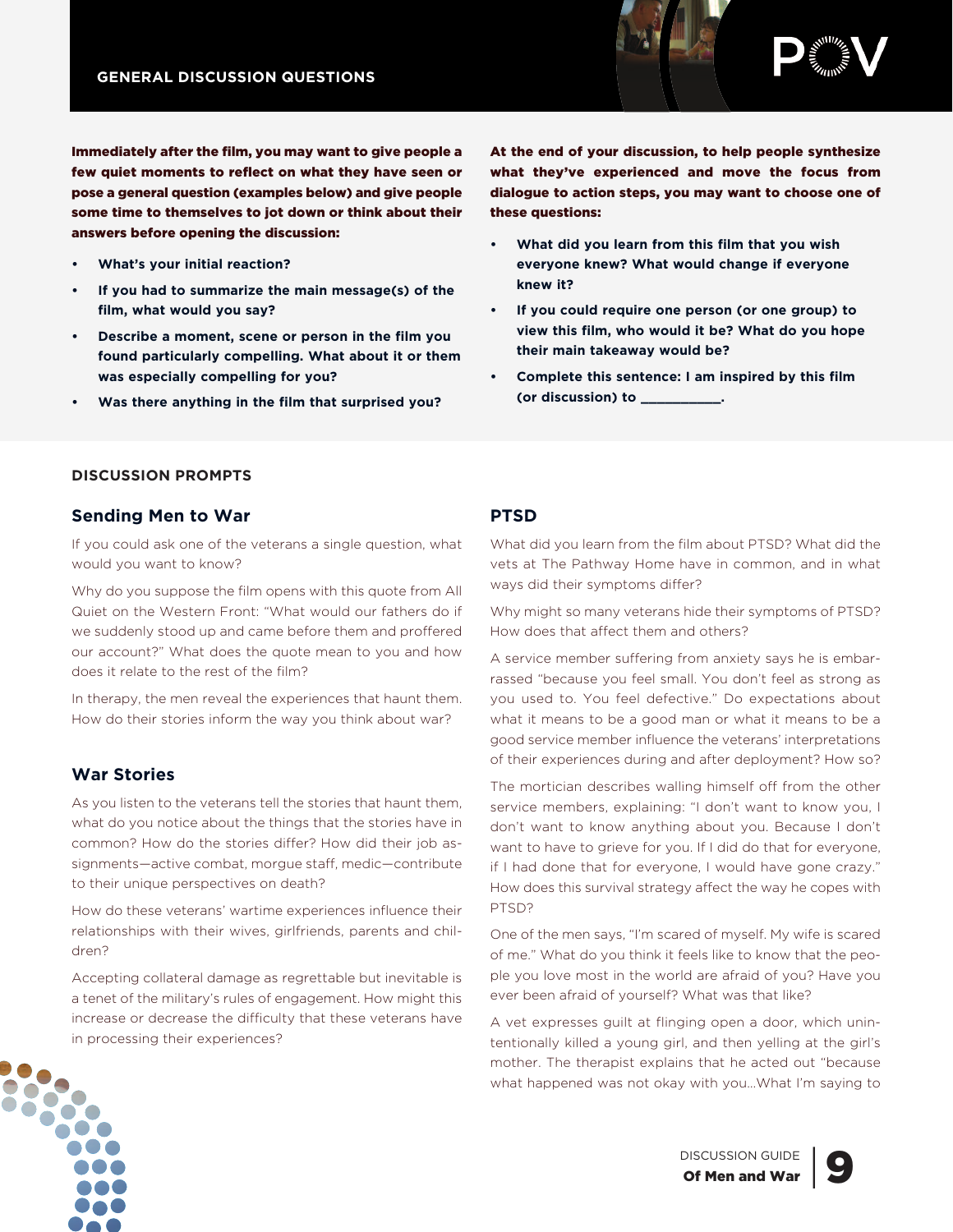## GENERAL DISCUSSION QUESTIONS

**Immediately after the film, you may want to give people a few quiet moments to reflect on what they have seen or pose a general question (examples below) and give people some time to themselves to jot down or think about their answers before opening the discussion:**

- **What's your initial reaction?**
- **If you had to summarize the main message(s) of the film, what would you say?**
- **Describe a moment, scene or person in the film you found particularly compelling. What about it or them was especially compelling for you?**
- **Was there anything in the film that surprised you?**

**At the end of your discussion, to help people synthesize what they've experienced and move the focus from dialogue to action steps, you may want to choose one of these questions:**

- **What did you learn from this film that you wish everyone knew? What would change if everyone knew it?**
- **If you could require one person (or one group) to view this film, who would it be? What do you hope their main takeaway would be?**
- **Complete this sentence: I am inspired by this film (or discussion) to __________.**

## DISCUSSION PROMPTS

### Sending Men to War

If you could ask one of the veterans a single question, what would you want to know?

Why do you suppose the film opens with this quote from All Quiet on the Western Front: "What would our fathers do if we suddenly stood up and came before them and proffered our account?" What does the quote mean to you and how does it relate to the rest of the film?

In therapy, the men reveal the experiences that haunt them. How do their stories inform the way you think about war?

### War Stories

As you listen to the veterans tell the stories that haunt them, what do you notice about the things that the stories have in common? How do the stories differ? How did their job assignments—active combat, morgue staff, medic—contribute to their unique perspectives on death?

How do these veterans' wartime experiences influence their relationships with their wives, girlfriends, parents and children?

Accepting collateral damage as regrettable but inevitable is a tenet of the military's rules of engagement. How might this increase or decrease the difficulty that these veterans have in processing their experiences?

### PTSD

What did you learn from the film about PTSD? What did the vets at The Pathway Home have in common, and in what ways did their symptoms differ?

Why might so many veterans hide their symptoms of PTSD? How does that affect them and others?

A service member suffering from anxiety says he is embarrassed "because you feel small. You don't feel as strong as you used to. You feel defective." Do expectations about what it means to be a good man or what it means to be a good service member influence the veterans' interpretations of their experiences during and after deployment? How so?

The mortician describes walling himself off from the other service members, explaining: "I don't want to know you, I don't want to know anything about you. Because I don't want to have to grieve for you. If I did do that for everyone, if I had done that for everyone, I would have gone crazy." How does this survival strategy affect the way he copes with PTSD?

One of the men says, "I'm scared of myself. My wife is scared of me." What do you think it feels like to know that the people you love most in the world are afraid of you? Have you ever been afraid of yourself? What was that like?

A vet expresses guilt at flinging open a door, which unintentionally killed a young girl, and then yelling at the girl's mother. The therapist explains that he acted out "because what happened was not okay with you...What I'm saying to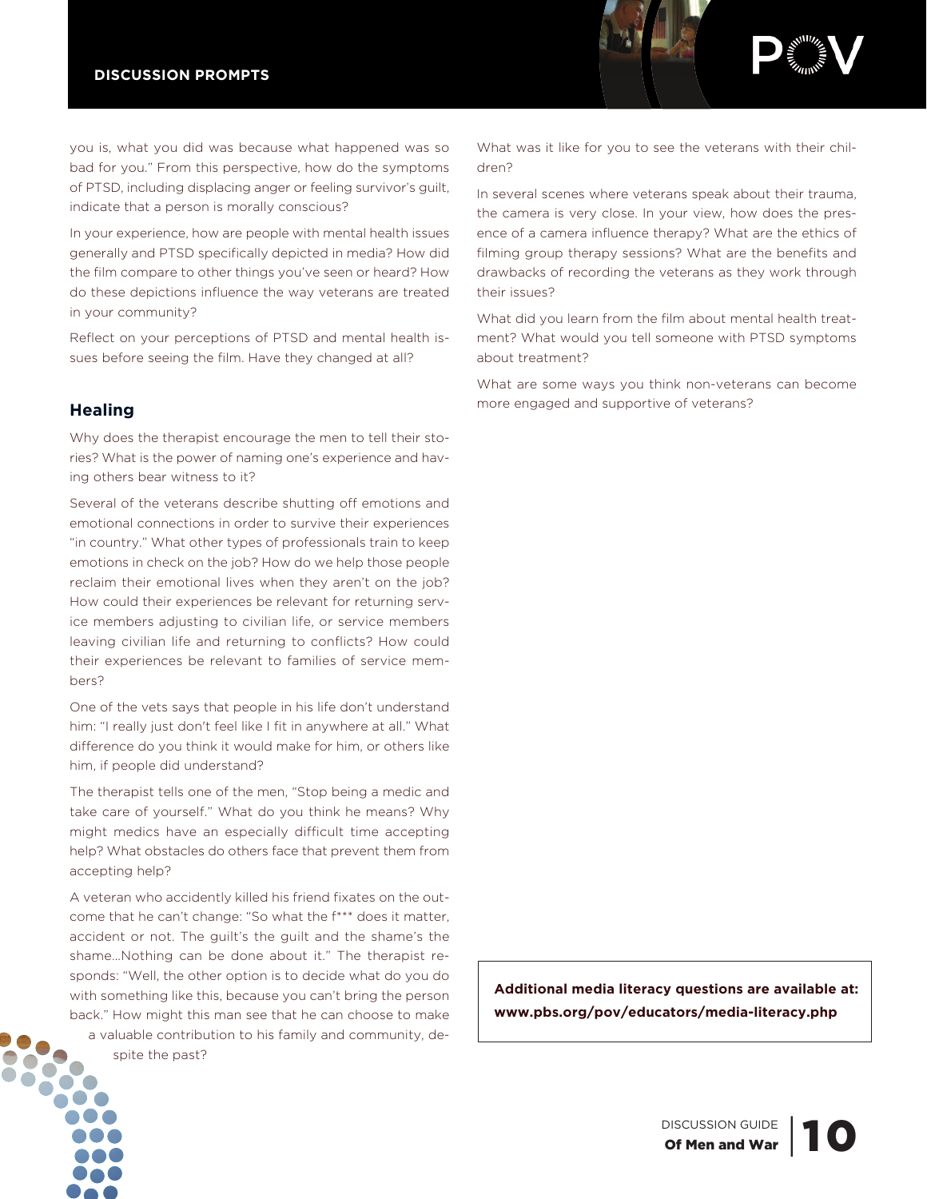you is, what you did was because what happened was so bad for you." From this perspective, how do the symptoms of PTSD, including displacing anger or feeling survivor's guilt, indicate that a person is morally conscious?

In your experience, how are people with mental health issues generally and PTSD specifically depicted in media? How did the film compare to other things you've seen or heard? How do these depictions influence the way veterans are treated in your community?

Reflect on your perceptions of PTSD and mental health issues before seeing the film. Have they changed at all?

## Healing

Why does the therapist encourage the men to tell their stories? What is the power of naming one's experience and having others bear witness to it?

Several of the veterans describe shutting off emotions and emotional connections in order to survive their experiences "in country." What other types of professionals train to keep emotions in check on the job? How do we help those people reclaim their emotional lives when they aren't on the job? How could their experiences be relevant for returning service members adjusting to civilian life, or service members leaving civilian life and returning to conflicts? How could their experiences be relevant to families of service members?

One of the vets says that people in his life don't understand him: "I really just don't feel like I fit in anywhere at all." What difference do you think it would make for him, or others like him, if people did understand?

The therapist tells one of the men, "Stop being a medic and take care of yourself." What do you think he means? Why might medics have an especially difficult time accepting help? What obstacles do others face that prevent them from accepting help?

A veteran who accidently killed his friend fixates on the outcome that he can't change: "So what the f*** does it matter, accident or not. The guilt's the guilt and the shame's the shame...Nothing can be done about it." The therapist responds: "Well, the other option is to decide what do you do with something like this, because you can't bring the person back." How might this man see that he can choose to make a valuable contribution to his family and community, despite the past?

What was it like for you to see the veterans with their children?

In several scenes where veterans speak about their trauma, the camera is very close. In your view, how does the presence of a camera influence therapy? What are the ethics of filming group therapy sessions? What are the benefits and drawbacks of recording the veterans as they work through their issues?

What did you learn from the film about mental health treatment? What would you tell someone with PTSD symptoms about treatment?

What are some ways you think non-veterans can become more engaged and supportive of veterans?

**Additional media literacy questions are available at: www.pbs.org/pov/educators/media-literacy.php**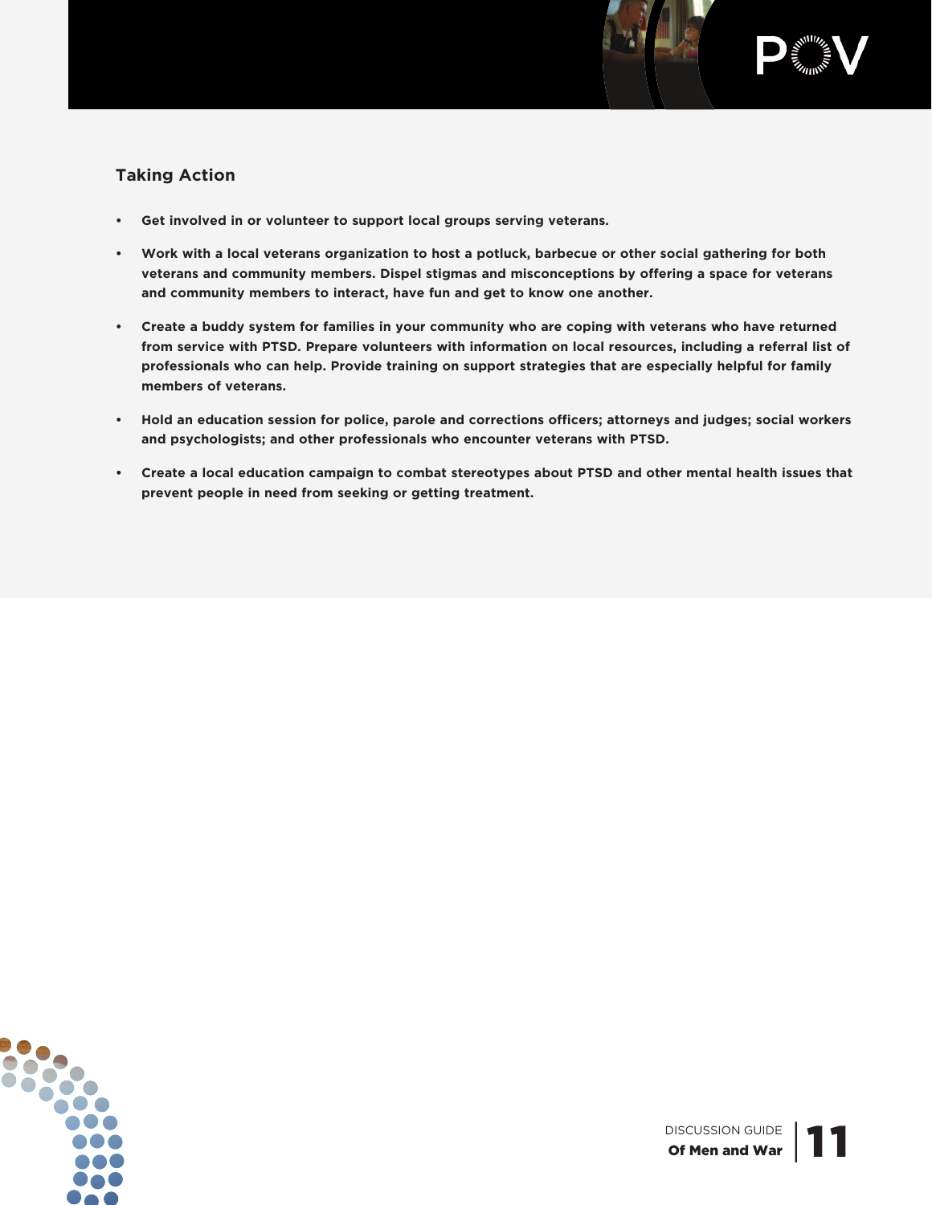## Taking Action

- **Get involved in or volunteer to support local groups serving veterans.**
- **Work with a local veterans organization to host a potluck, barbecue or other social gathering for both veterans and community members. Dispel stigmas and misconceptions by offering a space for veterans and community members to interact, have fun and get to know one another.**
- **Create a buddy system for families in your community who are coping with veterans who have returned from service with PTSD. Prepare volunteers with information on local resources, including a referral list of professionals who can help. Provide training on support strategies that are especially helpful for family members of veterans.**
- **Hold an education session for police, parole and corrections officers; attorneys and judges; social workers and psychologists; and other professionals who encounter veterans with PTSD.**
- **Create a local education campaign to combat stereotypes about PTSD and other mental health issues that prevent people in need from seeking or getting treatment.**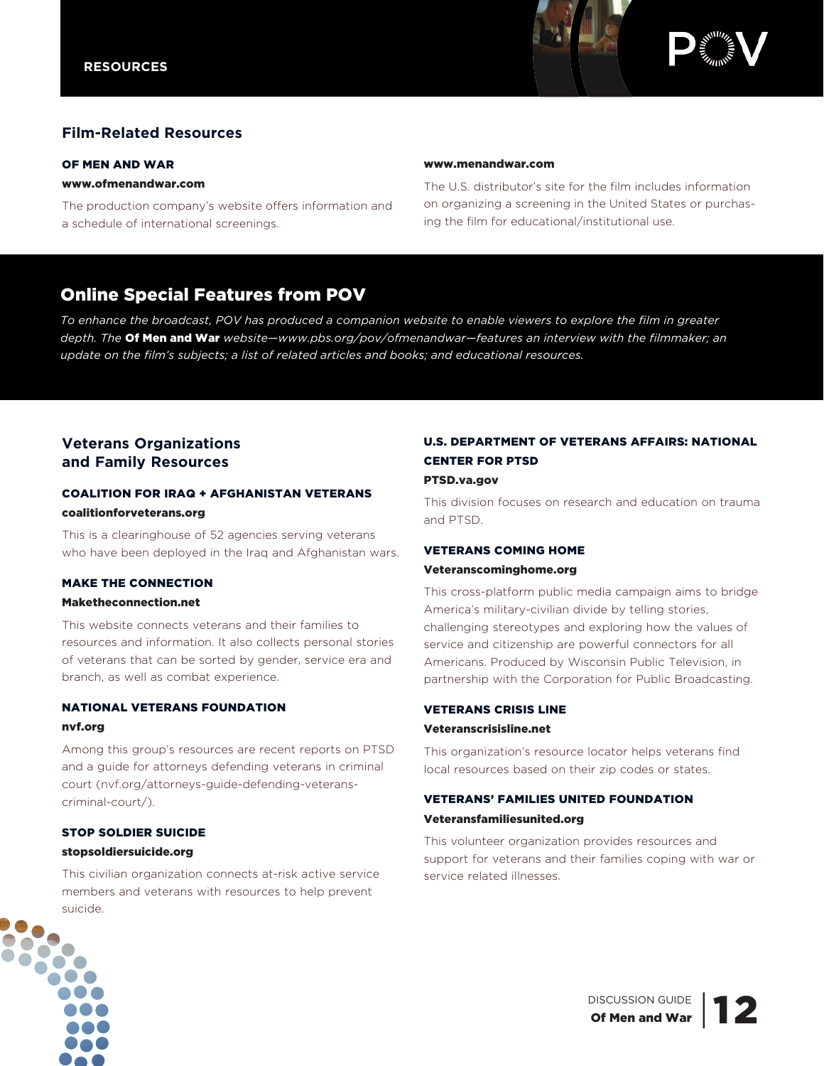# RESOURCES

## Film-Related Resources

**OF MEN AND WAR**

**www.ofmenandwar.com**

The production company's website offers information and a schedule of international screenings.

**www.menandwar.com**

The U.S. distributor's site for the film includes information on organizing a screening in the United States or purchasing the film for educational/institutional use.

## Online Special Features from POV

*To enhance the broadcast, POV has produced a companion website to enable viewers to explore the film in greater depth. The* ***Of Men and War*** *website—www.pbs.org/pov/ofmenandwar—features an interview with the filmmaker; an update on the film's subjects; a list of related articles and books; and educational resources.*

## Veterans Organizations and Family Resources

**COALITION FOR IRAQ + AFGHANISTAN VETERANS**

**coalitionforveterans.org**

This is a clearinghouse of 52 agencies serving veterans who have been deployed in the Iraq and Afghanistan wars.

**MAKE THE CONNECTION**

**Maketheconnection.net**

This website connects veterans and their families to resources and information. It also collects personal stories of veterans that can be sorted by gender, service era and branch, as well as combat experience.

**NATIONAL VETERANS FOUNDATION**

**nvf.org**

Among this group's resources are recent reports on PTSD and a guide for attorneys defending veterans in criminal court (nvf.org/attorneys-guide-defending-veterans-criminal-court/).

**STOP SOLDIER SUICIDE**

**stopsoldiersuicide.org**

This civilian organization connects at-risk active service members and veterans with resources to help prevent suicide.

**U.S. DEPARTMENT OF VETERANS AFFAIRS: NATIONAL CENTER FOR PTSD**

**PTSD.va.gov**

This division focuses on research and education on trauma and PTSD.

**VETERANS COMING HOME**

**Veteranscominghome.org**

This cross-platform public media campaign aims to bridge America's military-civilian divide by telling stories, challenging stereotypes and exploring how the values of service and citizenship are powerful connectors for all Americans. Produced by Wisconsin Public Television, in partnership with the Corporation for Public Broadcasting.

**VETERANS CRISIS LINE**

**Veteranscrisisline.net**

This organization's resource locator helps veterans find local resources based on their zip codes or states.

**VETERANS' FAMILIES UNITED FOUNDATION**

**Veteransfamiliesunited.org**

This volunteer organization provides resources and support for veterans and their families coping with war or service related illnesses.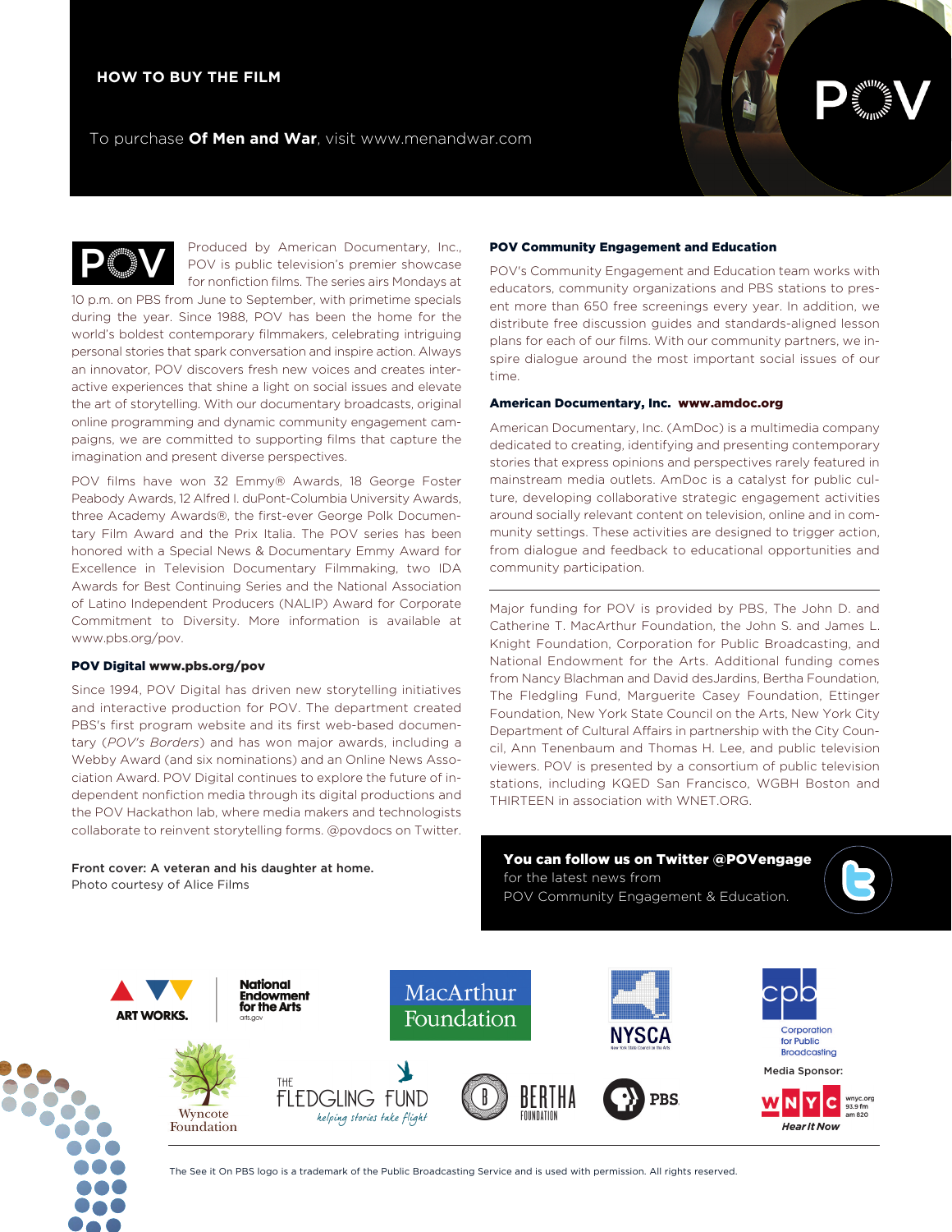## HOW TO BUY THE FILM

To purchase **Of Men and War**, visit www.menandwar.com

Produced by American Documentary, Inc., POV is public television's premier showcase for nonfiction films. The series airs Mondays at 10 p.m. on PBS from June to September, with primetime specials during the year. Since 1988, POV has been the home for the world's boldest contemporary filmmakers, celebrating intriguing personal stories that spark conversation and inspire action. Always an innovator, POV discovers fresh new voices and creates interactive experiences that shine a light on social issues and elevate the art of storytelling. With our documentary broadcasts, original online programming and dynamic community engagement campaigns, we are committed to supporting films that capture the imagination and present diverse perspectives.

POV films have won 32 Emmy® Awards, 18 George Foster Peabody Awards, 12 Alfred I. duPont-Columbia University Awards, three Academy Awards®, the first-ever George Polk Documentary Film Award and the Prix Italia. The POV series has been honored with a Special News & Documentary Emmy Award for Excellence in Television Documentary Filmmaking, two IDA Awards for Best Continuing Series and the National Association of Latino Independent Producers (NALIP) Award for Corporate Commitment to Diversity. More information is available at www.pbs.org/pov.

**POV Digital www.pbs.org/pov**

Since 1994, POV Digital has driven new storytelling initiatives and interactive production for POV. The department created PBS's first program website and its first web-based documentary (*POV's Borders*) and has won major awards, including a Webby Award (and six nominations) and an Online News Association Award. POV Digital continues to explore the future of independent nonfiction media through its digital productions and the POV Hackathon lab, where media makers and technologists collaborate to reinvent storytelling forms. @povdocs on Twitter.

**Front cover: A veteran and his daughter at home.**
Photo courtesy of Alice Films

**POV Community Engagement and Education**

POV's Community Engagement and Education team works with educators, community organizations and PBS stations to present more than 650 free screenings every year. In addition, we distribute free discussion guides and standards-aligned lesson plans for each of our films. With our community partners, we inspire dialogue around the most important social issues of our time.

**American Documentary, Inc. www.amdoc.org**

American Documentary, Inc. (AmDoc) is a multimedia company dedicated to creating, identifying and presenting contemporary stories that express opinions and perspectives rarely featured in mainstream media outlets. AmDoc is a catalyst for public culture, developing collaborative strategic engagement activities around socially relevant content on television, online and in community settings. These activities are designed to trigger action, from dialogue and feedback to educational opportunities and community participation.

Major funding for POV is provided by PBS, The John D. and Catherine T. MacArthur Foundation, the John S. and James L. Knight Foundation, Corporation for Public Broadcasting, and National Endowment for the Arts. Additional funding comes from Nancy Blachman and David desJardins, Bertha Foundation, The Fledgling Fund, Marguerite Casey Foundation, Ettinger Foundation, New York State Council on the Arts, New York City Department of Cultural Affairs in partnership with the City Council, Ann Tenenbaum and Thomas H. Lee, and public television viewers. POV is presented by a consortium of public television stations, including KQED San Francisco, WGBH Boston and THIRTEEN in association with WNET.ORG.

**You can follow us on Twitter @POVengage**
for the latest news from
POV Community Engagement & Education.

Media Sponsor:

The See it On PBS logo is a trademark of the Public Broadcasting Service and is used with permission. All rights reserved.